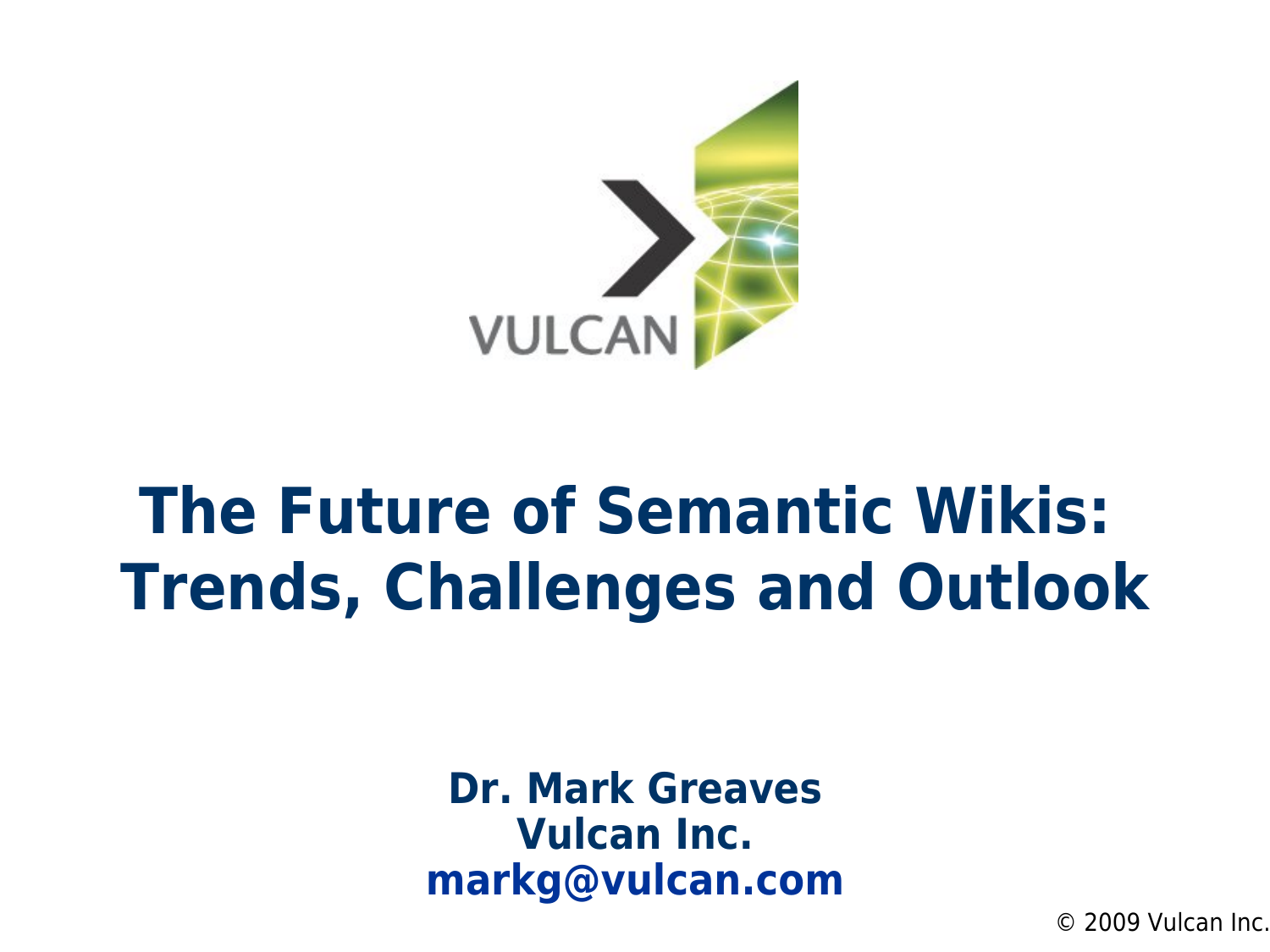VULCAN

# The Future of Semantic Wikis: Trends, Challenges and Outlook

**Dr. Mark Greaves**
**Vulcan Inc.**
**markg@vulcan.com**

© 2009 Vulcan Inc.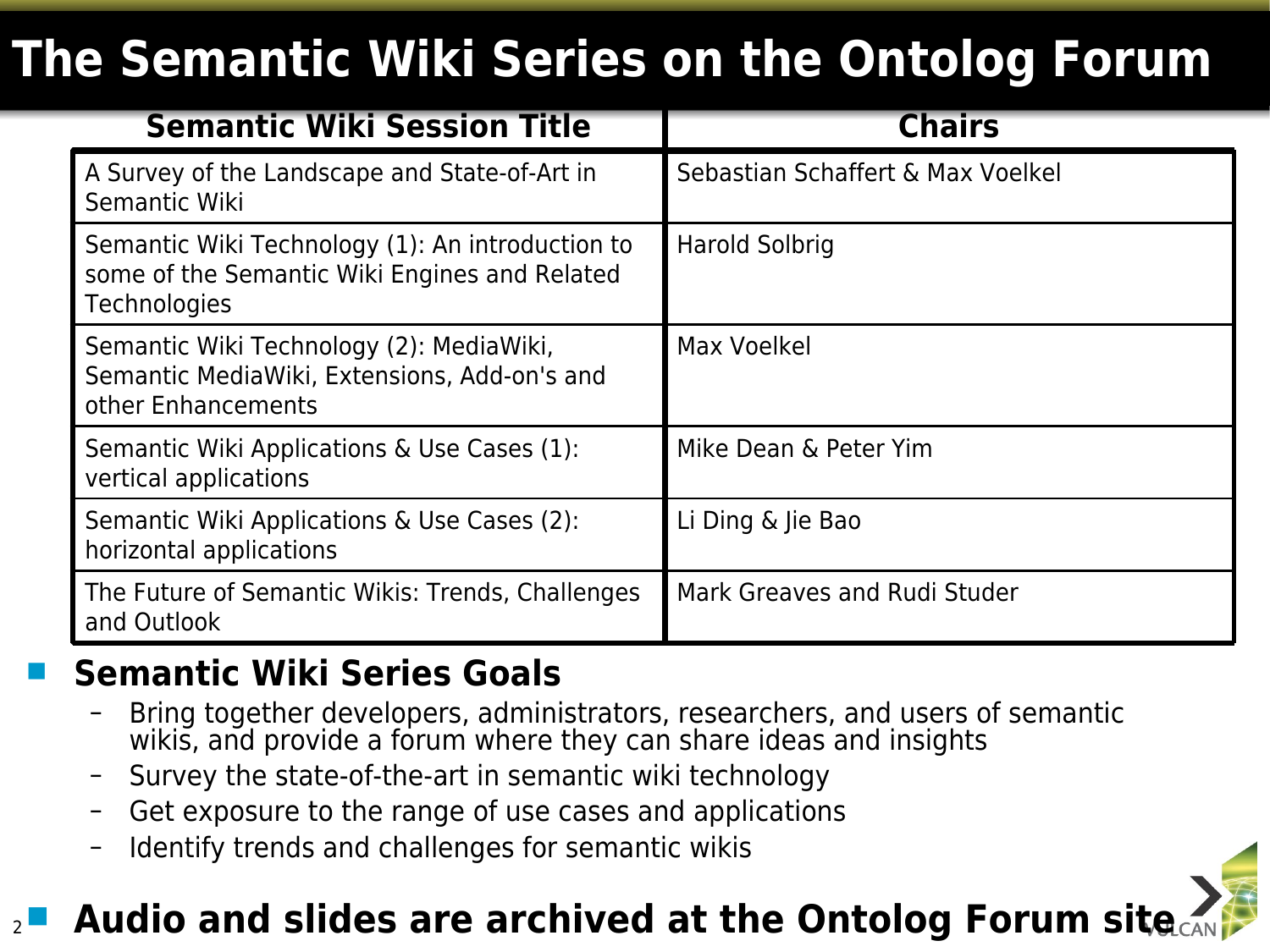# The Semantic Wiki Series on the Ontolog Forum

| Semantic Wiki Session Title | Chairs |
|---|---|
| A Survey of the Landscape and State-of-Art in Semantic Wiki | Sebastian Schaffert & Max Voelkel |
| Semantic Wiki Technology (1): An introduction to some of the Semantic Wiki Engines and Related Technologies | Harold Solbrig |
| Semantic Wiki Technology (2): MediaWiki, Semantic MediaWiki, Extensions, Add-on's and other Enhancements | Max Voelkel |
| Semantic Wiki Applications & Use Cases (1): vertical applications | Mike Dean & Peter Yim |
| Semantic Wiki Applications & Use Cases (2): horizontal applications | Li Ding & Jie Bao |
| The Future of Semantic Wikis: Trends, Challenges and Outlook | Mark Greaves and Rudi Studer |

- **Semantic Wiki Series Goals**
  - Bring together developers, administrators, researchers, and users of semantic wikis, and provide a forum where they can share ideas and insights
  - Survey the state-of-the-art in semantic wiki technology
  - Get exposure to the range of use cases and applications
  - Identify trends and challenges for semantic wikis
- **Audio and slides are archived at the Ontolog Forum site**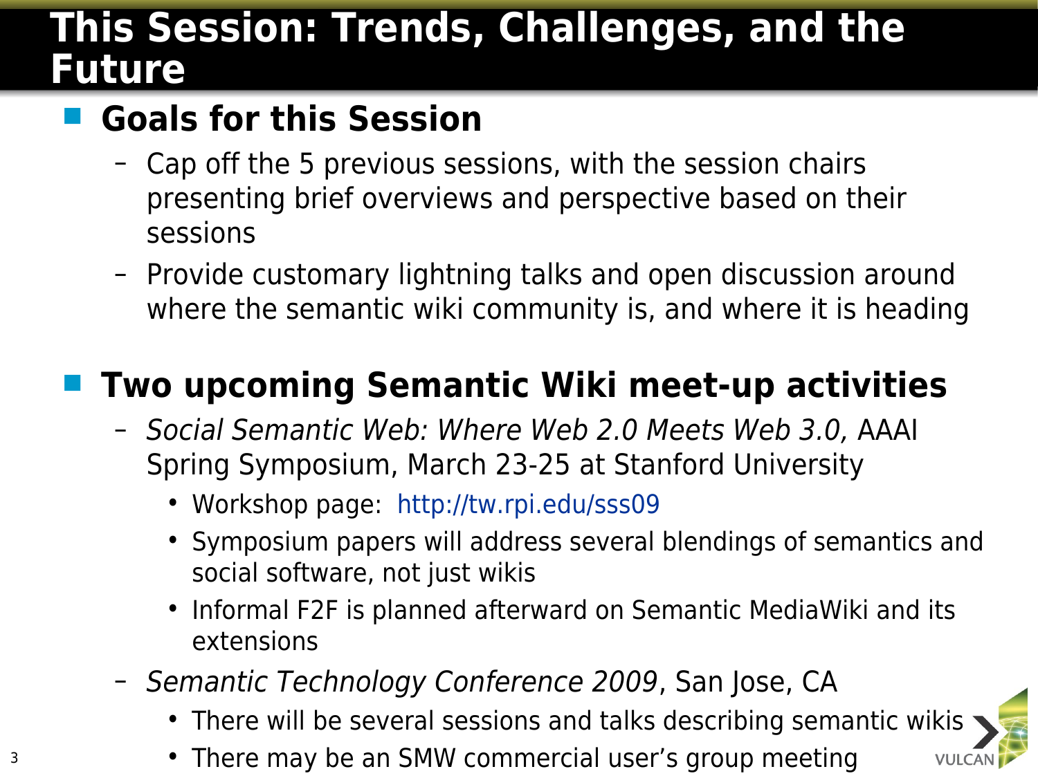# This Session: Trends, Challenges, and the Future

- **Goals for this Session**
  - Cap off the 5 previous sessions, with the session chairs presenting brief overviews and perspective based on their sessions
  - Provide customary lightning talks and open discussion around where the semantic wiki community is, and where it is heading

- **Two upcoming Semantic Wiki meet-up activities**
  - *Social Semantic Web: Where Web 2.0 Meets Web 3.0,* AAAI Spring Symposium, March 23-25 at Stanford University
    - Workshop page: http://tw.rpi.edu/sss09
    - Symposium papers will address several blendings of semantics and social software, not just wikis
    - Informal F2F is planned afterward on Semantic MediaWiki and its extensions
  - *Semantic Technology Conference 2009*, San Jose, CA
    - There will be several sessions and talks describing semantic wikis
    - There may be an SMW commercial user's group meeting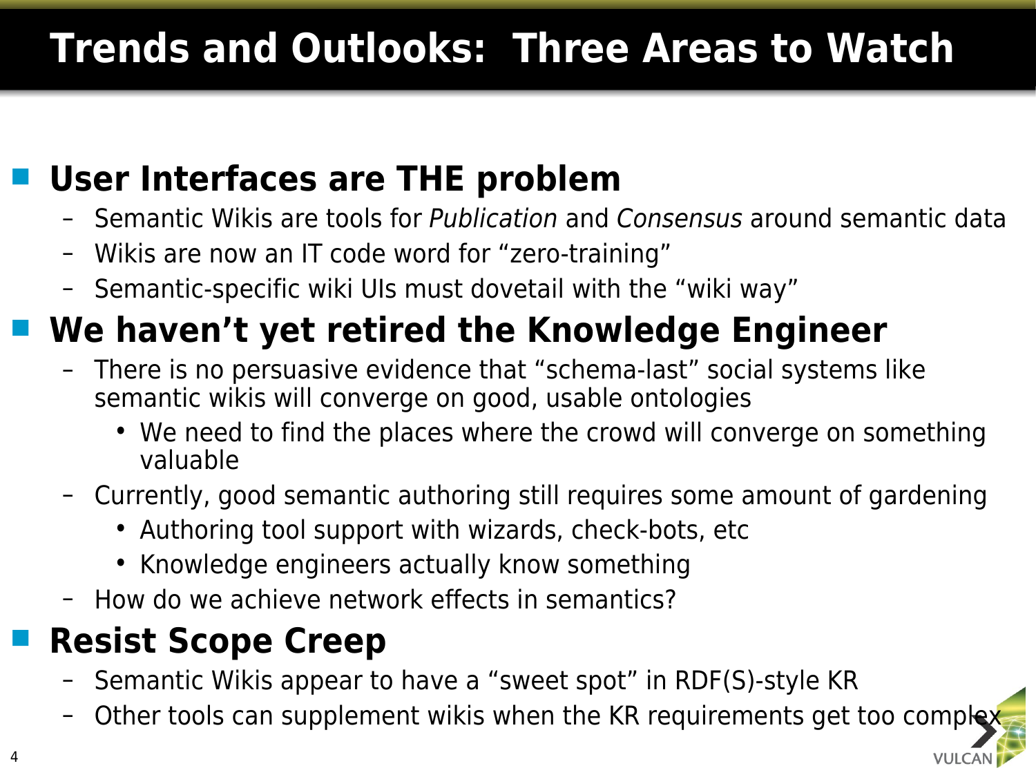# Trends and Outlooks: Three Areas to Watch

- **User Interfaces are THE problem**
  - Semantic Wikis are tools for *Publication* and *Consensus* around semantic data
  - Wikis are now an IT code word for “zero-training”
  - Semantic-specific wiki UIs must dovetail with the “wiki way”
- **We haven’t yet retired the Knowledge Engineer**
  - There is no persuasive evidence that “schema-last” social systems like semantic wikis will converge on good, usable ontologies
    - We need to find the places where the crowd will converge on something valuable
  - Currently, good semantic authoring still requires some amount of gardening
    - Authoring tool support with wizards, check-bots, etc
    - Knowledge engineers actually know something
  - How do we achieve network effects in semantics?
- **Resist Scope Creep**
  - Semantic Wikis appear to have a “sweet spot” in RDF(S)-style KR
  - Other tools can supplement wikis when the KR requirements get too complex

VULCAN